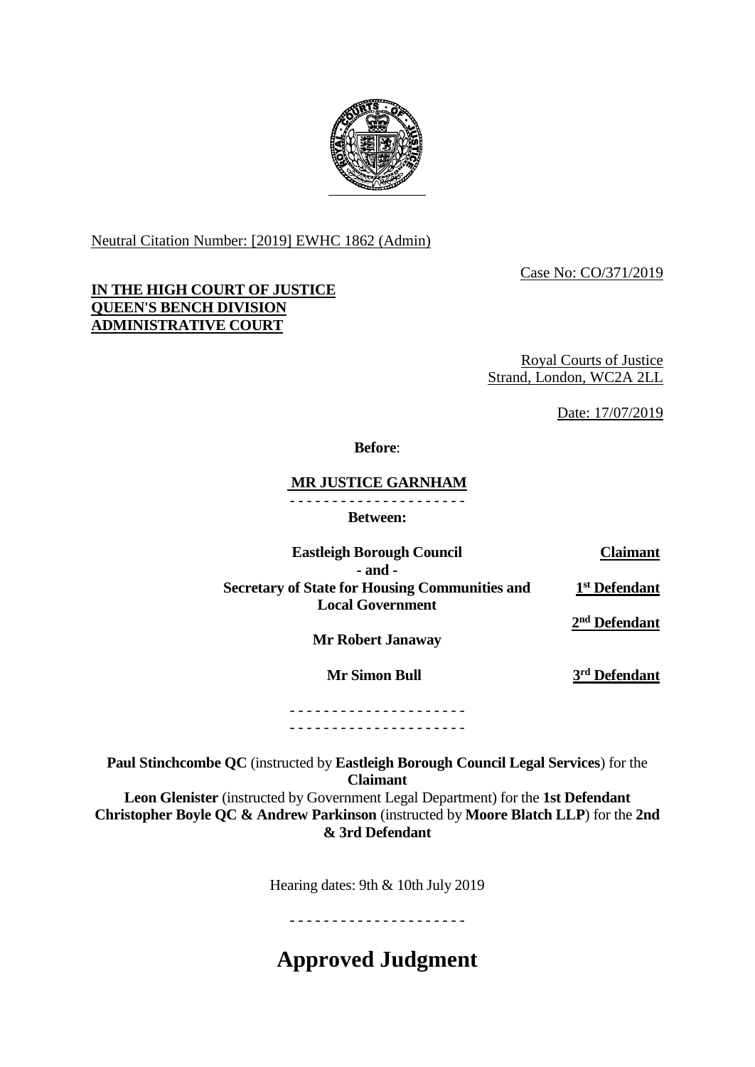Neutral Citation Number: [2019] EWHC 1862 (Admin)

Case No: CO/371/2019

**IN THE HIGH COURT OF JUSTICE**
**QUEEN'S BENCH DIVISION**
**ADMINISTRATIVE COURT**

Royal Courts of Justice
Strand, London, WC2A 2LL

Date: 17/07/2019

**Before**:

**MR JUSTICE GARNHAM**

- - - - - - - - - - - - - - - - - - - - -

**Between:**

| | |
|---|---|
| **Eastleigh Borough Council** | **Claimant** |
| **- and -** | |
| **Secretary of State for Housing Communities and Local Government** | **1st Defendant** |
| **Mr Robert Janaway** | **2nd Defendant** |
| **Mr Simon Bull** | **3rd Defendant** |

- - - - - - - - - - - - - - - - - - - - -
- - - - - - - - - - - - - - - - - - - - -

**Paul Stinchcombe QC** (instructed by **Eastleigh Borough Council Legal Services**) for the **Claimant**
**Leon Glenister** (instructed by Government Legal Department) for the **1st Defendant**
**Christopher Boyle QC & Andrew Parkinson** (instructed by **Moore Blatch LLP**) for the **2nd & 3rd Defendant**

Hearing dates: 9th & 10th July 2019

- - - - - - - - - - - - - - - - - - - - -

# Approved Judgment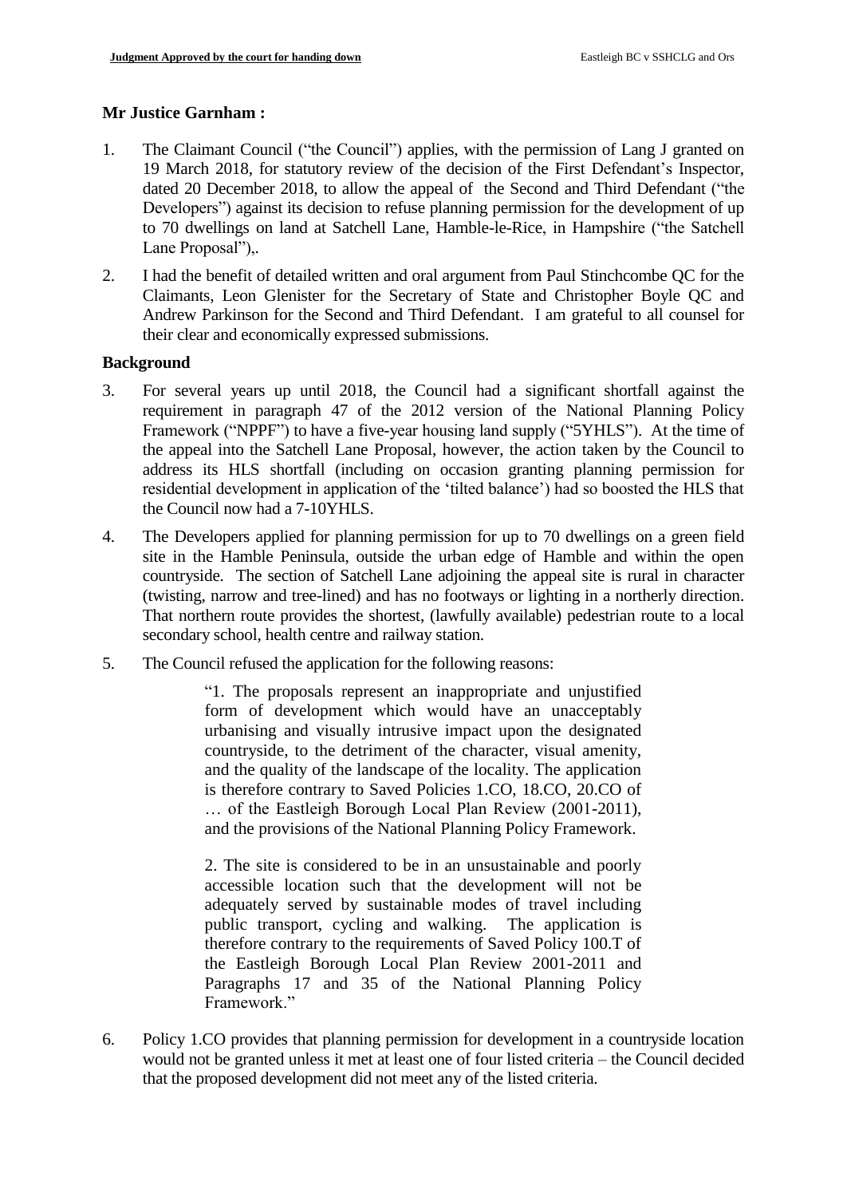## Mr Justice Garnham :

1. The Claimant Council ("the Council") applies, with the permission of Lang J granted on 19 March 2018, for statutory review of the decision of the First Defendant's Inspector, dated 20 December 2018, to allow the appeal of the Second and Third Defendant ("the Developers") against its decision to refuse planning permission for the development of up to 70 dwellings on land at Satchell Lane, Hamble-le-Rice, in Hampshire ("the Satchell Lane Proposal"),.

2. I had the benefit of detailed written and oral argument from Paul Stinchcombe QC for the Claimants, Leon Glenister for the Secretary of State and Christopher Boyle QC and Andrew Parkinson for the Second and Third Defendant. I am grateful to all counsel for their clear and economically expressed submissions.

### Background

3. For several years up until 2018, the Council had a significant shortfall against the requirement in paragraph 47 of the 2012 version of the National Planning Policy Framework ("NPPF") to have a five-year housing land supply ("5YHLS"). At the time of the appeal into the Satchell Lane Proposal, however, the action taken by the Council to address its HLS shortfall (including on occasion granting planning permission for residential development in application of the 'tilted balance') had so boosted the HLS that the Council now had a 7-10YHLS.

4. The Developers applied for planning permission for up to 70 dwellings on a green field site in the Hamble Peninsula, outside the urban edge of Hamble and within the open countryside. The section of Satchell Lane adjoining the appeal site is rural in character (twisting, narrow and tree-lined) and has no footways or lighting in a northerly direction. That northern route provides the shortest, (lawfully available) pedestrian route to a local secondary school, health centre and railway station.

5. The Council refused the application for the following reasons:

> "1. The proposals represent an inappropriate and unjustified form of development which would have an unacceptably urbanising and visually intrusive impact upon the designated countryside, to the detriment of the character, visual amenity, and the quality of the landscape of the locality. The application is therefore contrary to Saved Policies 1.CO, 18.CO, 20.CO of … of the Eastleigh Borough Local Plan Review (2001-2011), and the provisions of the National Planning Policy Framework.
>
> 2. The site is considered to be in an unsustainable and poorly accessible location such that the development will not be adequately served by sustainable modes of travel including public transport, cycling and walking. The application is therefore contrary to the requirements of Saved Policy 100.T of the Eastleigh Borough Local Plan Review 2001-2011 and Paragraphs 17 and 35 of the National Planning Policy Framework."

6. Policy 1.CO provides that planning permission for development in a countryside location would not be granted unless it met at least one of four listed criteria – the Council decided that the proposed development did not meet any of the listed criteria.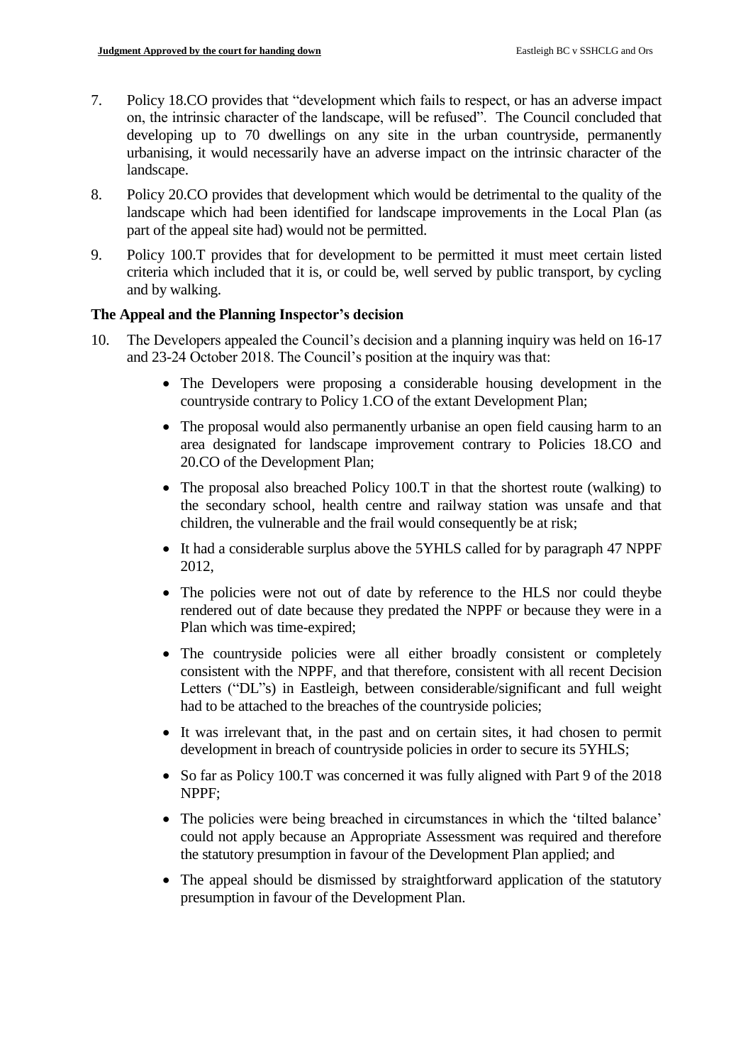7. Policy 18.CO provides that "development which fails to respect, or has an adverse impact on, the intrinsic character of the landscape, will be refused". The Council concluded that developing up to 70 dwellings on any site in the urban countryside, permanently urbanising, it would necessarily have an adverse impact on the intrinsic character of the landscape.

8. Policy 20.CO provides that development which would be detrimental to the quality of the landscape which had been identified for landscape improvements in the Local Plan (as part of the appeal site had) would not be permitted.

9. Policy 100.T provides that for development to be permitted it must meet certain listed criteria which included that it is, or could be, well served by public transport, by cycling and by walking.

**The Appeal and the Planning Inspector's decision**

10. The Developers appealed the Council's decision and a planning inquiry was held on 16-17 and 23-24 October 2018. The Council's position at the inquiry was that:

    - The Developers were proposing a considerable housing development in the countryside contrary to Policy 1.CO of the extant Development Plan;
    - The proposal would also permanently urbanise an open field causing harm to an area designated for landscape improvement contrary to Policies 18.CO and 20.CO of the Development Plan;
    - The proposal also breached Policy 100.T in that the shortest route (walking) to the secondary school, health centre and railway station was unsafe and that children, the vulnerable and the frail would consequently be at risk;
    - It had a considerable surplus above the 5YHLS called for by paragraph 47 NPPF 2012,
    - The policies were not out of date by reference to the HLS nor could theybe rendered out of date because they predated the NPPF or because they were in a Plan which was time-expired;
    - The countryside policies were all either broadly consistent or completely consistent with the NPPF, and that therefore, consistent with all recent Decision Letters ("DL"s) in Eastleigh, between considerable/significant and full weight had to be attached to the breaches of the countryside policies;
    - It was irrelevant that, in the past and on certain sites, it had chosen to permit development in breach of countryside policies in order to secure its 5YHLS;
    - So far as Policy 100.T was concerned it was fully aligned with Part 9 of the 2018 NPPF;
    - The policies were being breached in circumstances in which the 'tilted balance' could not apply because an Appropriate Assessment was required and therefore the statutory presumption in favour of the Development Plan applied; and
    - The appeal should be dismissed by straightforward application of the statutory presumption in favour of the Development Plan.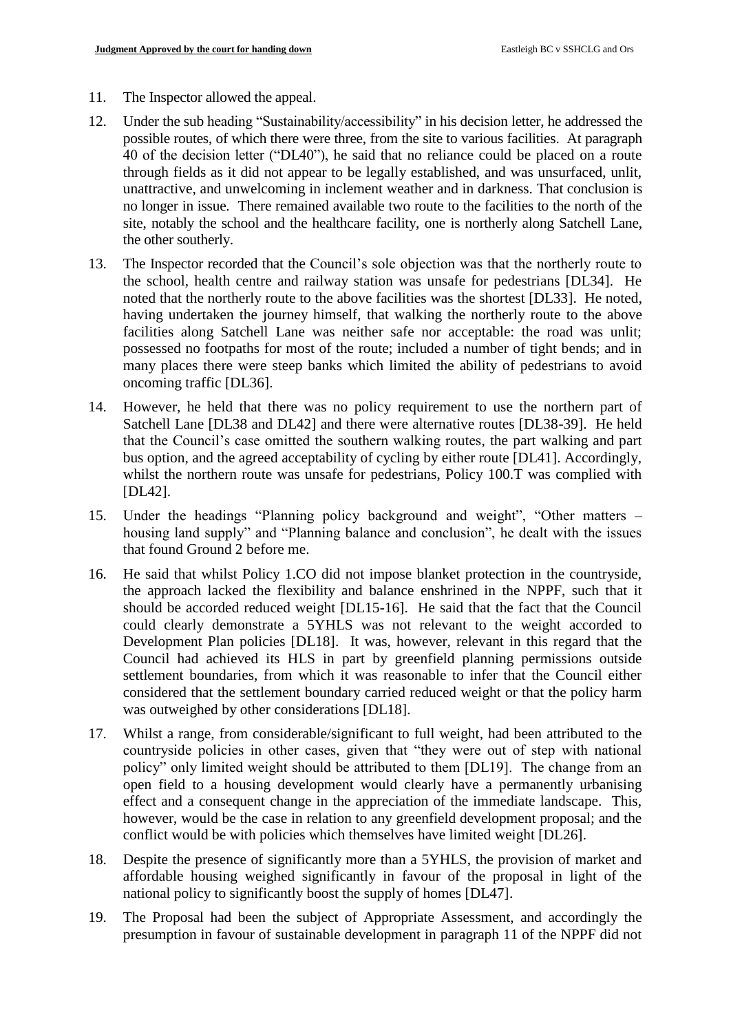11. The Inspector allowed the appeal.

12. Under the sub heading "Sustainability/accessibility" in his decision letter, he addressed the possible routes, of which there were three, from the site to various facilities. At paragraph 40 of the decision letter ("DL40"), he said that no reliance could be placed on a route through fields as it did not appear to be legally established, and was unsurfaced, unlit, unattractive, and unwelcoming in inclement weather and in darkness. That conclusion is no longer in issue. There remained available two route to the facilities to the north of the site, notably the school and the healthcare facility, one is northerly along Satchell Lane, the other southerly.

13. The Inspector recorded that the Council's sole objection was that the northerly route to the school, health centre and railway station was unsafe for pedestrians [DL34]. He noted that the northerly route to the above facilities was the shortest [DL33]. He noted, having undertaken the journey himself, that walking the northerly route to the above facilities along Satchell Lane was neither safe nor acceptable: the road was unlit; possessed no footpaths for most of the route; included a number of tight bends; and in many places there were steep banks which limited the ability of pedestrians to avoid oncoming traffic [DL36].

14. However, he held that there was no policy requirement to use the northern part of Satchell Lane [DL38 and DL42] and there were alternative routes [DL38-39]. He held that the Council's case omitted the southern walking routes, the part walking and part bus option, and the agreed acceptability of cycling by either route [DL41]. Accordingly, whilst the northern route was unsafe for pedestrians, Policy 100.T was complied with [DL42].

15. Under the headings "Planning policy background and weight", "Other matters – housing land supply" and "Planning balance and conclusion", he dealt with the issues that found Ground 2 before me.

16. He said that whilst Policy 1.CO did not impose blanket protection in the countryside, the approach lacked the flexibility and balance enshrined in the NPPF, such that it should be accorded reduced weight [DL15-16]. He said that the fact that the Council could clearly demonstrate a 5YHLS was not relevant to the weight accorded to Development Plan policies [DL18]. It was, however, relevant in this regard that the Council had achieved its HLS in part by greenfield planning permissions outside settlement boundaries, from which it was reasonable to infer that the Council either considered that the settlement boundary carried reduced weight or that the policy harm was outweighed by other considerations [DL18].

17. Whilst a range, from considerable/significant to full weight, had been attributed to the countryside policies in other cases, given that "they were out of step with national policy" only limited weight should be attributed to them [DL19]. The change from an open field to a housing development would clearly have a permanently urbanising effect and a consequent change in the appreciation of the immediate landscape. This, however, would be the case in relation to any greenfield development proposal; and the conflict would be with policies which themselves have limited weight [DL26].

18. Despite the presence of significantly more than a 5YHLS, the provision of market and affordable housing weighed significantly in favour of the proposal in light of the national policy to significantly boost the supply of homes [DL47].

19. The Proposal had been the subject of Appropriate Assessment, and accordingly the presumption in favour of sustainable development in paragraph 11 of the NPPF did not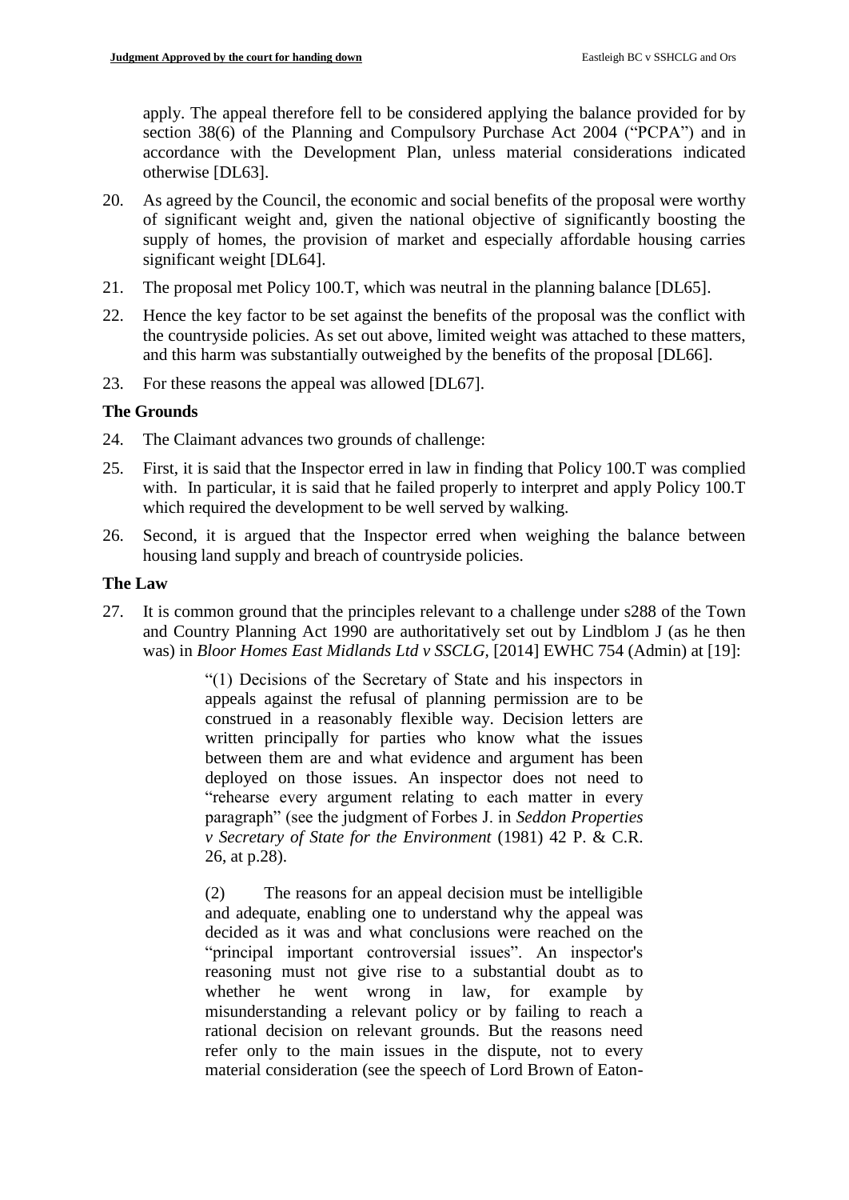apply. The appeal therefore fell to be considered applying the balance provided for by section 38(6) of the Planning and Compulsory Purchase Act 2004 ("PCPA") and in accordance with the Development Plan, unless material considerations indicated otherwise [DL63].

20. As agreed by the Council, the economic and social benefits of the proposal were worthy of significant weight and, given the national objective of significantly boosting the supply of homes, the provision of market and especially affordable housing carries significant weight [DL64].

21. The proposal met Policy 100.T, which was neutral in the planning balance [DL65].

22. Hence the key factor to be set against the benefits of the proposal was the conflict with the countryside policies. As set out above, limited weight was attached to these matters, and this harm was substantially outweighed by the benefits of the proposal [DL66].

23. For these reasons the appeal was allowed [DL67].

**The Grounds**

24. The Claimant advances two grounds of challenge:

25. First, it is said that the Inspector erred in law in finding that Policy 100.T was complied with. In particular, it is said that he failed properly to interpret and apply Policy 100.T which required the development to be well served by walking.

26. Second, it is argued that the Inspector erred when weighing the balance between housing land supply and breach of countryside policies.

**The Law**

27. It is common ground that the principles relevant to a challenge under s288 of the Town and Country Planning Act 1990 are authoritatively set out by Lindblom J (as he then was) in *Bloor Homes East Midlands Ltd v SSCLG,* [2014] EWHC 754 (Admin) at [19]:

> "(1) Decisions of the Secretary of State and his inspectors in appeals against the refusal of planning permission are to be construed in a reasonably flexible way. Decision letters are written principally for parties who know what the issues between them are and what evidence and argument has been deployed on those issues. An inspector does not need to "rehearse every argument relating to each matter in every paragraph" (see the judgment of Forbes J. in *Seddon Properties v Secretary of State for the Environment* (1981) 42 P. & C.R. 26, at p.28).
>
> (2) The reasons for an appeal decision must be intelligible and adequate, enabling one to understand why the appeal was decided as it was and what conclusions were reached on the "principal important controversial issues". An inspector's reasoning must not give rise to a substantial doubt as to whether he went wrong in law, for example by misunderstanding a relevant policy or by failing to reach a rational decision on relevant grounds. But the reasons need refer only to the main issues in the dispute, not to every material consideration (see the speech of Lord Brown of Eaton-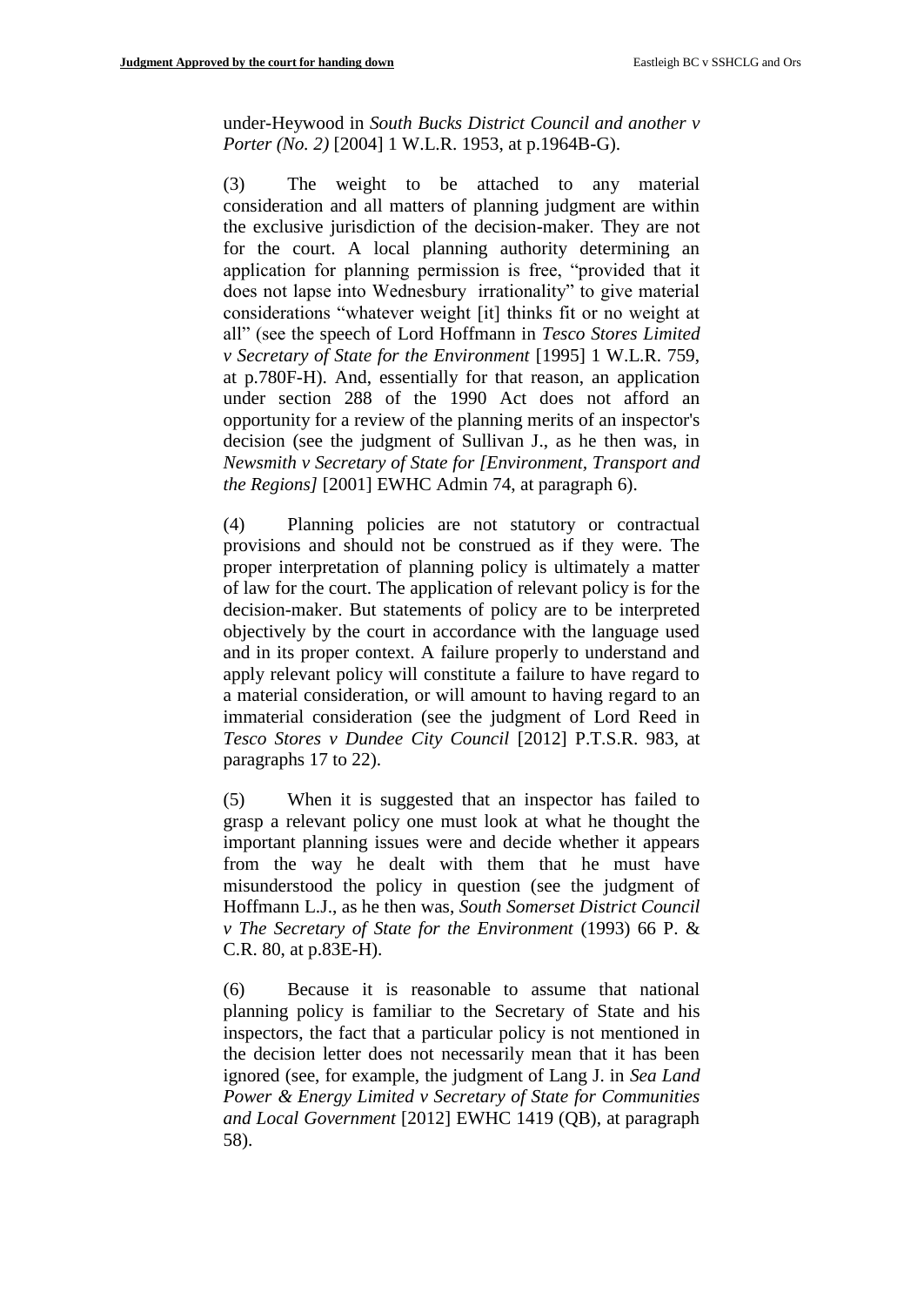under-Heywood in *South Bucks District Council and another v Porter (No. 2)* [2004] 1 W.L.R. 1953, at p.1964B-G).

(3) The weight to be attached to any material consideration and all matters of planning judgment are within the exclusive jurisdiction of the decision-maker. They are not for the court. A local planning authority determining an application for planning permission is free, "provided that it does not lapse into Wednesbury irrationality" to give material considerations "whatever weight [it] thinks fit or no weight at all" (see the speech of Lord Hoffmann in *Tesco Stores Limited v Secretary of State for the Environment* [1995] 1 W.L.R. 759, at p.780F-H). And, essentially for that reason, an application under section 288 of the 1990 Act does not afford an opportunity for a review of the planning merits of an inspector's decision (see the judgment of Sullivan J., as he then was, in *Newsmith v Secretary of State for [Environment, Transport and the Regions]* [2001] EWHC Admin 74, at paragraph 6).

(4) Planning policies are not statutory or contractual provisions and should not be construed as if they were. The proper interpretation of planning policy is ultimately a matter of law for the court. The application of relevant policy is for the decision-maker. But statements of policy are to be interpreted objectively by the court in accordance with the language used and in its proper context. A failure properly to understand and apply relevant policy will constitute a failure to have regard to a material consideration, or will amount to having regard to an immaterial consideration (see the judgment of Lord Reed in *Tesco Stores v Dundee City Council* [2012] P.T.S.R. 983, at paragraphs 17 to 22).

(5) When it is suggested that an inspector has failed to grasp a relevant policy one must look at what he thought the important planning issues were and decide whether it appears from the way he dealt with them that he must have misunderstood the policy in question (see the judgment of Hoffmann L.J., as he then was, *South Somerset District Council v The Secretary of State for the Environment* (1993) 66 P. & C.R. 80, at p.83E-H).

(6) Because it is reasonable to assume that national planning policy is familiar to the Secretary of State and his inspectors, the fact that a particular policy is not mentioned in the decision letter does not necessarily mean that it has been ignored (see, for example, the judgment of Lang J. in *Sea Land Power & Energy Limited v Secretary of State for Communities and Local Government* [2012] EWHC 1419 (QB), at paragraph 58).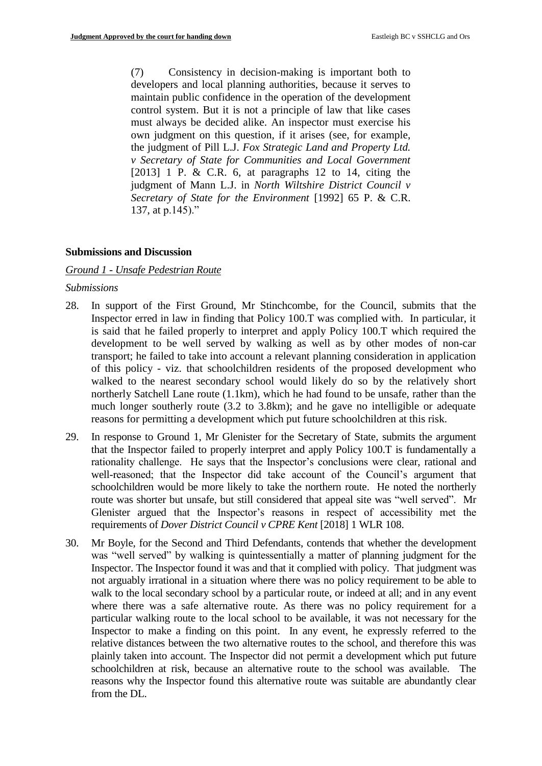> (7) Consistency in decision-making is important both to developers and local planning authorities, because it serves to maintain public confidence in the operation of the development control system. But it is not a principle of law that like cases must always be decided alike. An inspector must exercise his own judgment on this question, if it arises (see, for example, the judgment of Pill L.J. *Fox Strategic Land and Property Ltd. v Secretary of State for Communities and Local Government* [2013] 1 P. & C.R. 6, at paragraphs 12 to 14, citing the judgment of Mann L.J. in *North Wiltshire District Council v Secretary of State for the Environment* [1992] 65 P. & C.R. 137, at p.145)."

## Submissions and Discussion

### *Ground 1 - Unsafe Pedestrian Route*

*Submissions*

28. In support of the First Ground, Mr Stinchcombe, for the Council, submits that the Inspector erred in law in finding that Policy 100.T was complied with. In particular, it is said that he failed properly to interpret and apply Policy 100.T which required the development to be well served by walking as well as by other modes of non-car transport; he failed to take into account a relevant planning consideration in application of this policy - viz. that schoolchildren residents of the proposed development who walked to the nearest secondary school would likely do so by the relatively short northerly Satchell Lane route (1.1km), which he had found to be unsafe, rather than the much longer southerly route (3.2 to 3.8km); and he gave no intelligible or adequate reasons for permitting a development which put future schoolchildren at this risk.

29. In response to Ground 1, Mr Glenister for the Secretary of State, submits the argument that the Inspector failed to properly interpret and apply Policy 100.T is fundamentally a rationality challenge. He says that the Inspector's conclusions were clear, rational and well-reasoned; that the Inspector did take account of the Council's argument that schoolchildren would be more likely to take the northern route. He noted the northerly route was shorter but unsafe, but still considered that appeal site was "well served". Mr Glenister argued that the Inspector's reasons in respect of accessibility met the requirements of *Dover District Council v CPRE Kent* [2018] 1 WLR 108.

30. Mr Boyle, for the Second and Third Defendants, contends that whether the development was "well served" by walking is quintessentially a matter of planning judgment for the Inspector. The Inspector found it was and that it complied with policy. That judgment was not arguably irrational in a situation where there was no policy requirement to be able to walk to the local secondary school by a particular route, or indeed at all; and in any event where there was a safe alternative route. As there was no policy requirement for a particular walking route to the local school to be available, it was not necessary for the Inspector to make a finding on this point. In any event, he expressly referred to the relative distances between the two alternative routes to the school, and therefore this was plainly taken into account. The Inspector did not permit a development which put future schoolchildren at risk, because an alternative route to the school was available. The reasons why the Inspector found this alternative route was suitable are abundantly clear from the DL.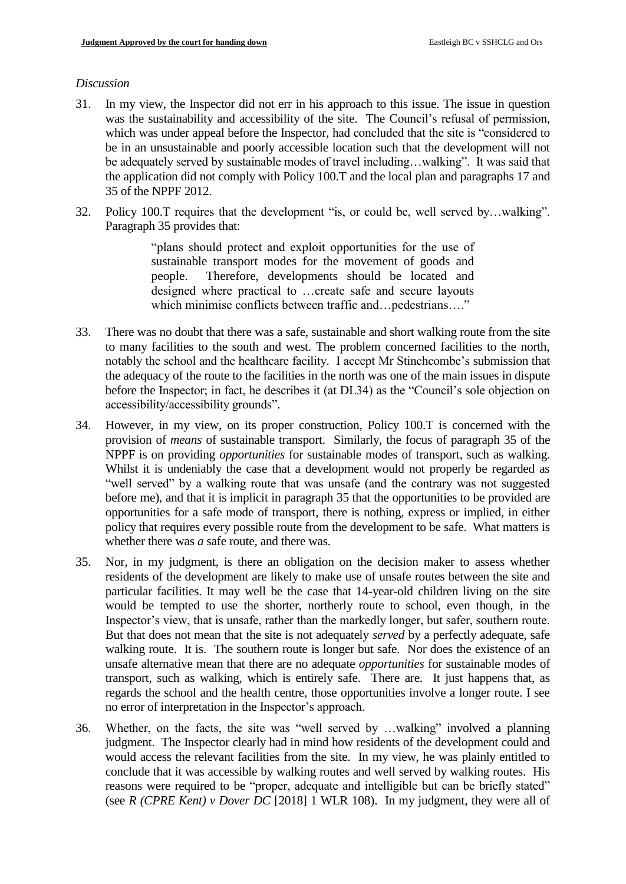*Discussion*

31. In my view, the Inspector did not err in his approach to this issue. The issue in question was the sustainability and accessibility of the site. The Council's refusal of permission, which was under appeal before the Inspector, had concluded that the site is "considered to be in an unsustainable and poorly accessible location such that the development will not be adequately served by sustainable modes of travel including…walking". It was said that the application did not comply with Policy 100.T and the local plan and paragraphs 17 and 35 of the NPPF 2012.

32. Policy 100.T requires that the development "is, or could be, well served by…walking". Paragraph 35 provides that:

> "plans should protect and exploit opportunities for the use of sustainable transport modes for the movement of goods and people. Therefore, developments should be located and designed where practical to …create safe and secure layouts which minimise conflicts between traffic and…pedestrians…."

33. There was no doubt that there was a safe, sustainable and short walking route from the site to many facilities to the south and west. The problem concerned facilities to the north, notably the school and the healthcare facility. I accept Mr Stinchcombe's submission that the adequacy of the route to the facilities in the north was one of the main issues in dispute before the Inspector; in fact, he describes it (at DL34) as the "Council's sole objection on accessibility/accessibility grounds".

34. However, in my view, on its proper construction, Policy 100.T is concerned with the provision of *means* of sustainable transport. Similarly, the focus of paragraph 35 of the NPPF is on providing *opportunities* for sustainable modes of transport, such as walking. Whilst it is undeniably the case that a development would not properly be regarded as "well served" by a walking route that was unsafe (and the contrary was not suggested before me), and that it is implicit in paragraph 35 that the opportunities to be provided are opportunities for a safe mode of transport, there is nothing, express or implied, in either policy that requires every possible route from the development to be safe. What matters is whether there was *a* safe route, and there was.

35. Nor, in my judgment, is there an obligation on the decision maker to assess whether residents of the development are likely to make use of unsafe routes between the site and particular facilities. It may well be the case that 14-year-old children living on the site would be tempted to use the shorter, northerly route to school, even though, in the Inspector's view, that is unsafe, rather than the markedly longer, but safer, southern route. But that does not mean that the site is not adequately *served* by a perfectly adequate, safe walking route. It is. The southern route is longer but safe. Nor does the existence of an unsafe alternative mean that there are no adequate *opportunities* for sustainable modes of transport, such as walking, which is entirely safe. There are. It just happens that, as regards the school and the health centre, those opportunities involve a longer route. I see no error of interpretation in the Inspector's approach.

36. Whether, on the facts, the site was "well served by …walking" involved a planning judgment. The Inspector clearly had in mind how residents of the development could and would access the relevant facilities from the site. In my view, he was plainly entitled to conclude that it was accessible by walking routes and well served by walking routes. His reasons were required to be "proper, adequate and intelligible but can be briefly stated" (see *R (CPRE Kent) v Dover DC* [2018] 1 WLR 108). In my judgment, they were all of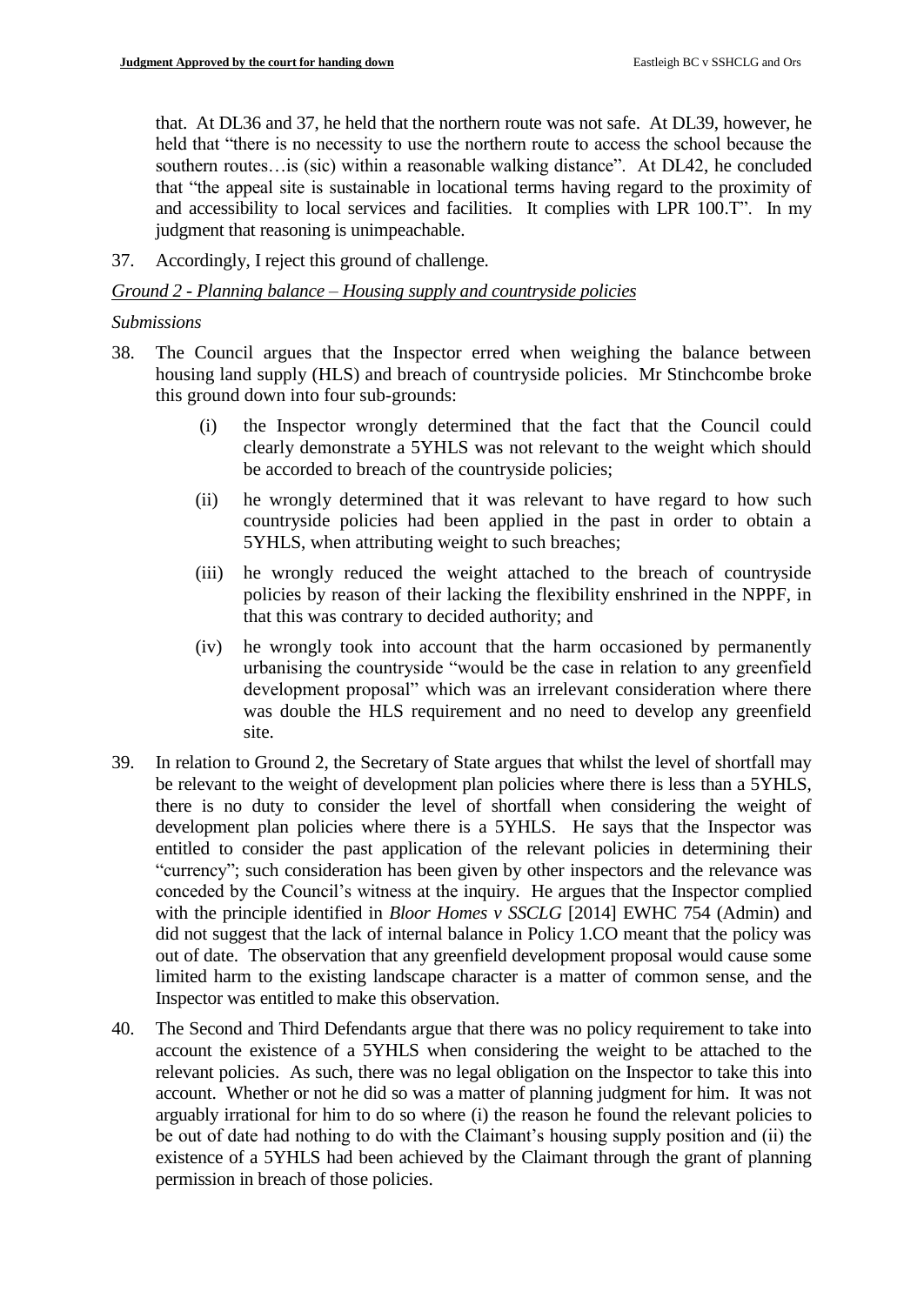that. At DL36 and 37, he held that the northern route was not safe. At DL39, however, he held that "there is no necessity to use the northern route to access the school because the southern routes…is (sic) within a reasonable walking distance". At DL42, he concluded that "the appeal site is sustainable in locational terms having regard to the proximity of and accessibility to local services and facilities. It complies with LPR 100.T". In my judgment that reasoning is unimpeachable.

37. Accordingly, I reject this ground of challenge.

*Ground 2 - Planning balance – Housing supply and countryside policies*

*Submissions*

38. The Council argues that the Inspector erred when weighing the balance between housing land supply (HLS) and breach of countryside policies. Mr Stinchcombe broke this ground down into four sub-grounds:

    (i) the Inspector wrongly determined that the fact that the Council could clearly demonstrate a 5YHLS was not relevant to the weight which should be accorded to breach of the countryside policies;

    (ii) he wrongly determined that it was relevant to have regard to how such countryside policies had been applied in the past in order to obtain a 5YHLS, when attributing weight to such breaches;

    (iii) he wrongly reduced the weight attached to the breach of countryside policies by reason of their lacking the flexibility enshrined in the NPPF, in that this was contrary to decided authority; and

    (iv) he wrongly took into account that the harm occasioned by permanently urbanising the countryside "would be the case in relation to any greenfield development proposal" which was an irrelevant consideration where there was double the HLS requirement and no need to develop any greenfield site.

39. In relation to Ground 2, the Secretary of State argues that whilst the level of shortfall may be relevant to the weight of development plan policies where there is less than a 5YHLS, there is no duty to consider the level of shortfall when considering the weight of development plan policies where there is a 5YHLS. He says that the Inspector was entitled to consider the past application of the relevant policies in determining their "currency"; such consideration has been given by other inspectors and the relevance was conceded by the Council's witness at the inquiry. He argues that the Inspector complied with the principle identified in *Bloor Homes v SSCLG* [2014] EWHC 754 (Admin) and did not suggest that the lack of internal balance in Policy 1.CO meant that the policy was out of date. The observation that any greenfield development proposal would cause some limited harm to the existing landscape character is a matter of common sense, and the Inspector was entitled to make this observation.

40. The Second and Third Defendants argue that there was no policy requirement to take into account the existence of a 5YHLS when considering the weight to be attached to the relevant policies. As such, there was no legal obligation on the Inspector to take this into account. Whether or not he did so was a matter of planning judgment for him. It was not arguably irrational for him to do so where (i) the reason he found the relevant policies to be out of date had nothing to do with the Claimant's housing supply position and (ii) the existence of a 5YHLS had been achieved by the Claimant through the grant of planning permission in breach of those policies.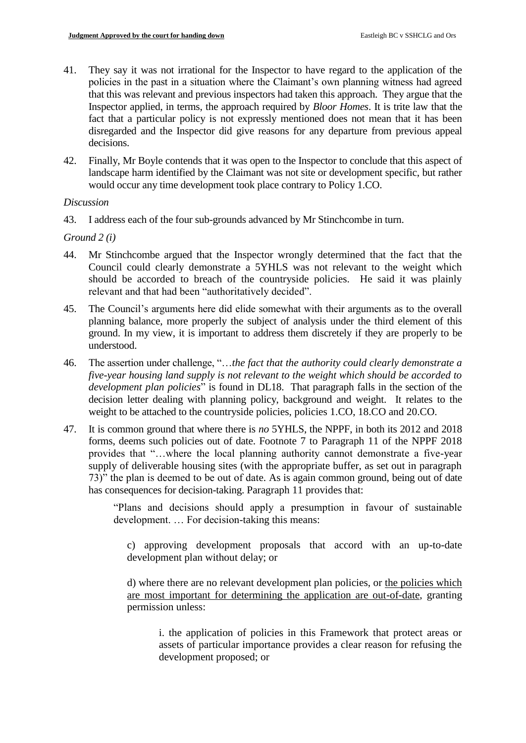41. They say it was not irrational for the Inspector to have regard to the application of the policies in the past in a situation where the Claimant's own planning witness had agreed that this was relevant and previous inspectors had taken this approach. They argue that the Inspector applied, in terms, the approach required by *Bloor Homes*. It is trite law that the fact that a particular policy is not expressly mentioned does not mean that it has been disregarded and the Inspector did give reasons for any departure from previous appeal decisions.

42. Finally, Mr Boyle contends that it was open to the Inspector to conclude that this aspect of landscape harm identified by the Claimant was not site or development specific, but rather would occur any time development took place contrary to Policy 1.CO.

*Discussion*

43. I address each of the four sub-grounds advanced by Mr Stinchcombe in turn.

*Ground 2 (i)*

44. Mr Stinchcombe argued that the Inspector wrongly determined that the fact that the Council could clearly demonstrate a 5YHLS was not relevant to the weight which should be accorded to breach of the countryside policies. He said it was plainly relevant and that had been "authoritatively decided".

45. The Council's arguments here did elide somewhat with their arguments as to the overall planning balance, more properly the subject of analysis under the third element of this ground. In my view, it is important to address them discretely if they are properly to be understood.

46. The assertion under challenge, "…*the fact that the authority could clearly demonstrate a five-year housing land supply is not relevant to the weight which should be accorded to development plan policies*" is found in DL18. That paragraph falls in the section of the decision letter dealing with planning policy, background and weight. It relates to the weight to be attached to the countryside policies, policies 1.CO, 18.CO and 20.CO.

47. It is common ground that where there is *no* 5YHLS, the NPPF, in both its 2012 and 2018 forms, deems such policies out of date. Footnote 7 to Paragraph 11 of the NPPF 2018 provides that "…where the local planning authority cannot demonstrate a five-year supply of deliverable housing sites (with the appropriate buffer, as set out in paragraph 73)" the plan is deemed to be out of date. As is again common ground, being out of date has consequences for decision-taking. Paragraph 11 provides that:

    > "Plans and decisions should apply a presumption in favour of sustainable development. … For decision-taking this means:
    >
    > c) approving development proposals that accord with an up-to-date development plan without delay; or
    >
    > d) where there are no relevant development plan policies, or <u>the policies which are most important for determining the application are out-of-date</u>, granting permission unless:
    >
    > > i. the application of policies in this Framework that protect areas or assets of particular importance provides a clear reason for refusing the development proposed; or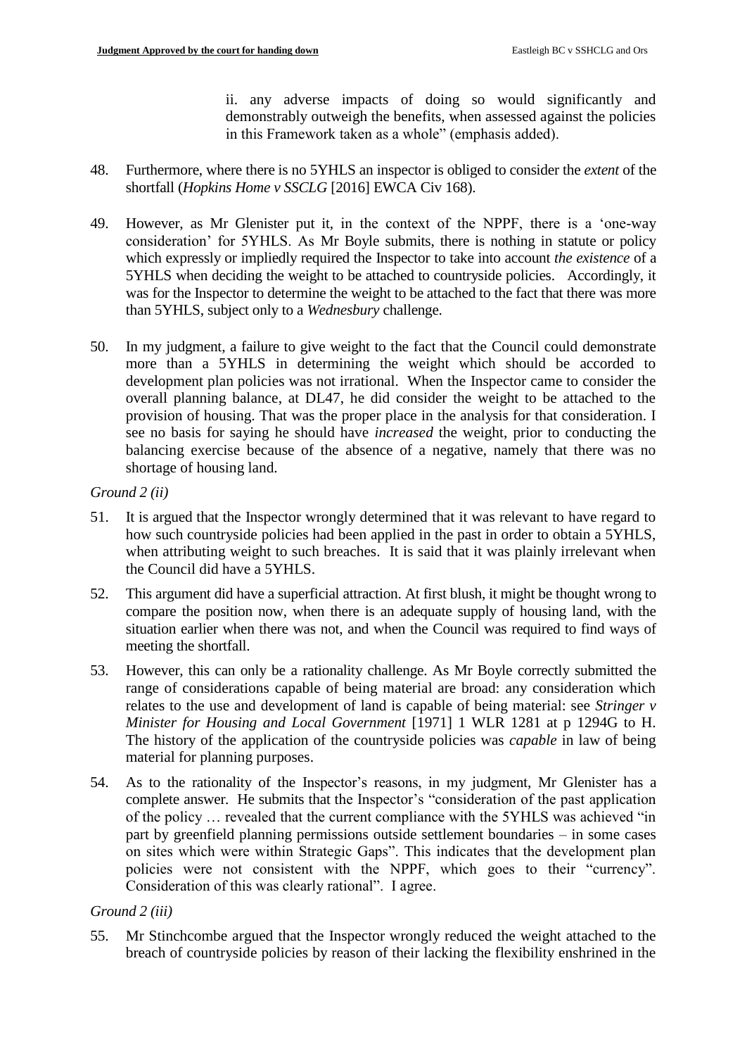ii. any adverse impacts of doing so would significantly and demonstrably outweigh the benefits, when assessed against the policies in this Framework taken as a whole" (emphasis added).

48. Furthermore, where there is no 5YHLS an inspector is obliged to consider the *extent* of the shortfall (*Hopkins Home v SSCLG* [2016] EWCA Civ 168).

49. However, as Mr Glenister put it, in the context of the NPPF, there is a 'one-way consideration' for 5YHLS. As Mr Boyle submits, there is nothing in statute or policy which expressly or impliedly required the Inspector to take into account *the existence* of a 5YHLS when deciding the weight to be attached to countryside policies. Accordingly, it was for the Inspector to determine the weight to be attached to the fact that there was more than 5YHLS, subject only to a *Wednesbury* challenge.

50. In my judgment, a failure to give weight to the fact that the Council could demonstrate more than a 5YHLS in determining the weight which should be accorded to development plan policies was not irrational. When the Inspector came to consider the overall planning balance, at DL47, he did consider the weight to be attached to the provision of housing. That was the proper place in the analysis for that consideration. I see no basis for saying he should have *increased* the weight, prior to conducting the balancing exercise because of the absence of a negative, namely that there was no shortage of housing land.

*Ground 2 (ii)*

51. It is argued that the Inspector wrongly determined that it was relevant to have regard to how such countryside policies had been applied in the past in order to obtain a 5YHLS, when attributing weight to such breaches. It is said that it was plainly irrelevant when the Council did have a 5YHLS.

52. This argument did have a superficial attraction. At first blush, it might be thought wrong to compare the position now, when there is an adequate supply of housing land, with the situation earlier when there was not, and when the Council was required to find ways of meeting the shortfall.

53. However, this can only be a rationality challenge. As Mr Boyle correctly submitted the range of considerations capable of being material are broad: any consideration which relates to the use and development of land is capable of being material: see *Stringer v Minister for Housing and Local Government* [1971] 1 WLR 1281 at p 1294G to H. The history of the application of the countryside policies was *capable* in law of being material for planning purposes.

54. As to the rationality of the Inspector's reasons, in my judgment, Mr Glenister has a complete answer. He submits that the Inspector's "consideration of the past application of the policy … revealed that the current compliance with the 5YHLS was achieved "in part by greenfield planning permissions outside settlement boundaries – in some cases on sites which were within Strategic Gaps". This indicates that the development plan policies were not consistent with the NPPF, which goes to their "currency". Consideration of this was clearly rational". I agree.

*Ground 2 (iii)*

55. Mr Stinchcombe argued that the Inspector wrongly reduced the weight attached to the breach of countryside policies by reason of their lacking the flexibility enshrined in the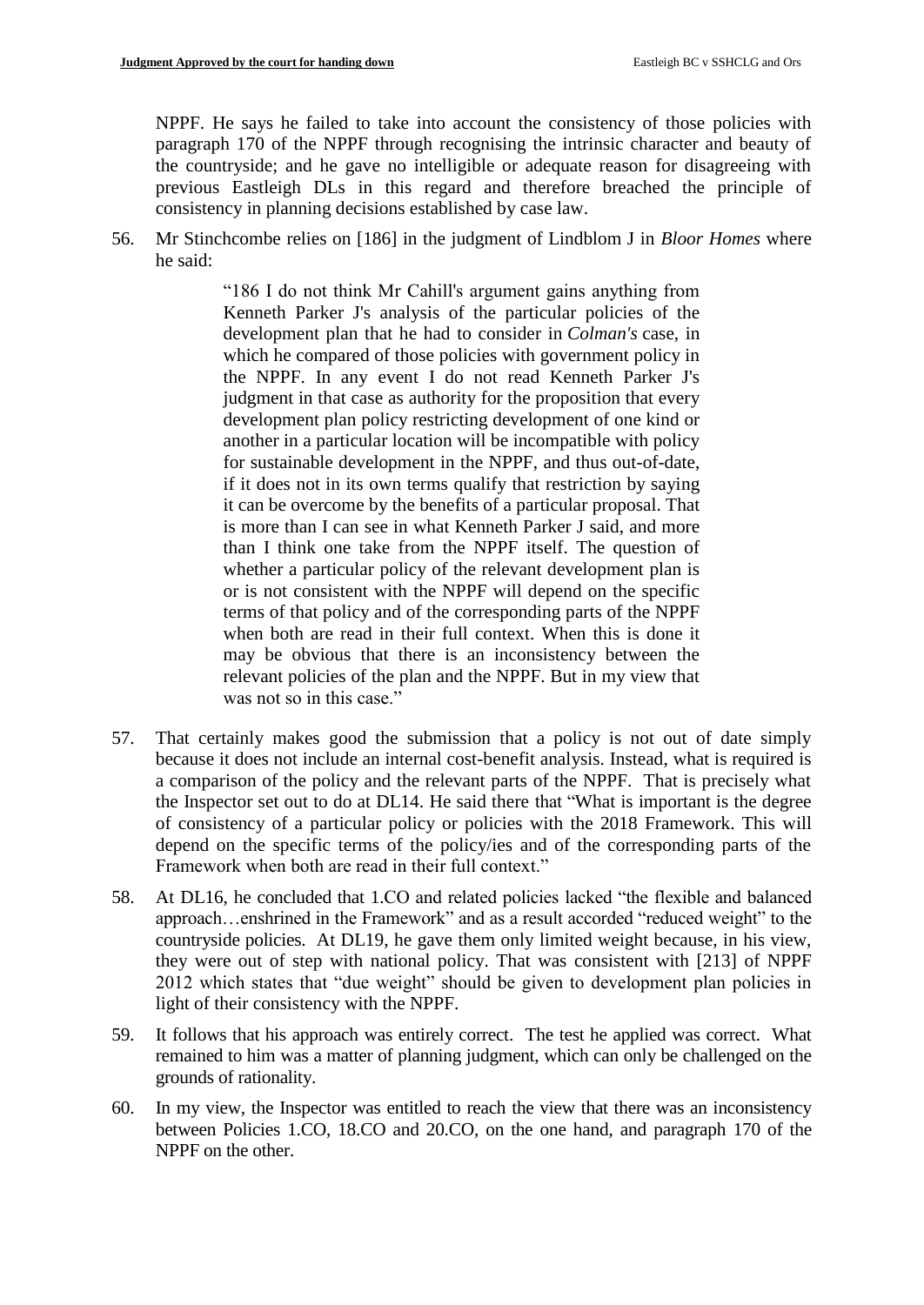NPPF. He says he failed to take into account the consistency of those policies with paragraph 170 of the NPPF through recognising the intrinsic character and beauty of the countryside; and he gave no intelligible or adequate reason for disagreeing with previous Eastleigh DLs in this regard and therefore breached the principle of consistency in planning decisions established by case law.

56. Mr Stinchcombe relies on [186] in the judgment of Lindblom J in *Bloor Homes* where he said:

> "186 I do not think Mr Cahill's argument gains anything from Kenneth Parker J's analysis of the particular policies of the development plan that he had to consider in *Colman's* case, in which he compared of those policies with government policy in the NPPF. In any event I do not read Kenneth Parker J's judgment in that case as authority for the proposition that every development plan policy restricting development of one kind or another in a particular location will be incompatible with policy for sustainable development in the NPPF, and thus out-of-date, if it does not in its own terms qualify that restriction by saying it can be overcome by the benefits of a particular proposal. That is more than I can see in what Kenneth Parker J said, and more than I think one take from the NPPF itself. The question of whether a particular policy of the relevant development plan is or is not consistent with the NPPF will depend on the specific terms of that policy and of the corresponding parts of the NPPF when both are read in their full context. When this is done it may be obvious that there is an inconsistency between the relevant policies of the plan and the NPPF. But in my view that was not so in this case."

57. That certainly makes good the submission that a policy is not out of date simply because it does not include an internal cost-benefit analysis. Instead, what is required is a comparison of the policy and the relevant parts of the NPPF. That is precisely what the Inspector set out to do at DL14. He said there that "What is important is the degree of consistency of a particular policy or policies with the 2018 Framework. This will depend on the specific terms of the policy/ies and of the corresponding parts of the Framework when both are read in their full context."

58. At DL16, he concluded that 1.CO and related policies lacked "the flexible and balanced approach…enshrined in the Framework" and as a result accorded "reduced weight" to the countryside policies. At DL19, he gave them only limited weight because, in his view, they were out of step with national policy. That was consistent with [213] of NPPF 2012 which states that "due weight" should be given to development plan policies in light of their consistency with the NPPF.

59. It follows that his approach was entirely correct. The test he applied was correct. What remained to him was a matter of planning judgment, which can only be challenged on the grounds of rationality.

60. In my view, the Inspector was entitled to reach the view that there was an inconsistency between Policies 1.CO, 18.CO and 20.CO, on the one hand, and paragraph 170 of the NPPF on the other.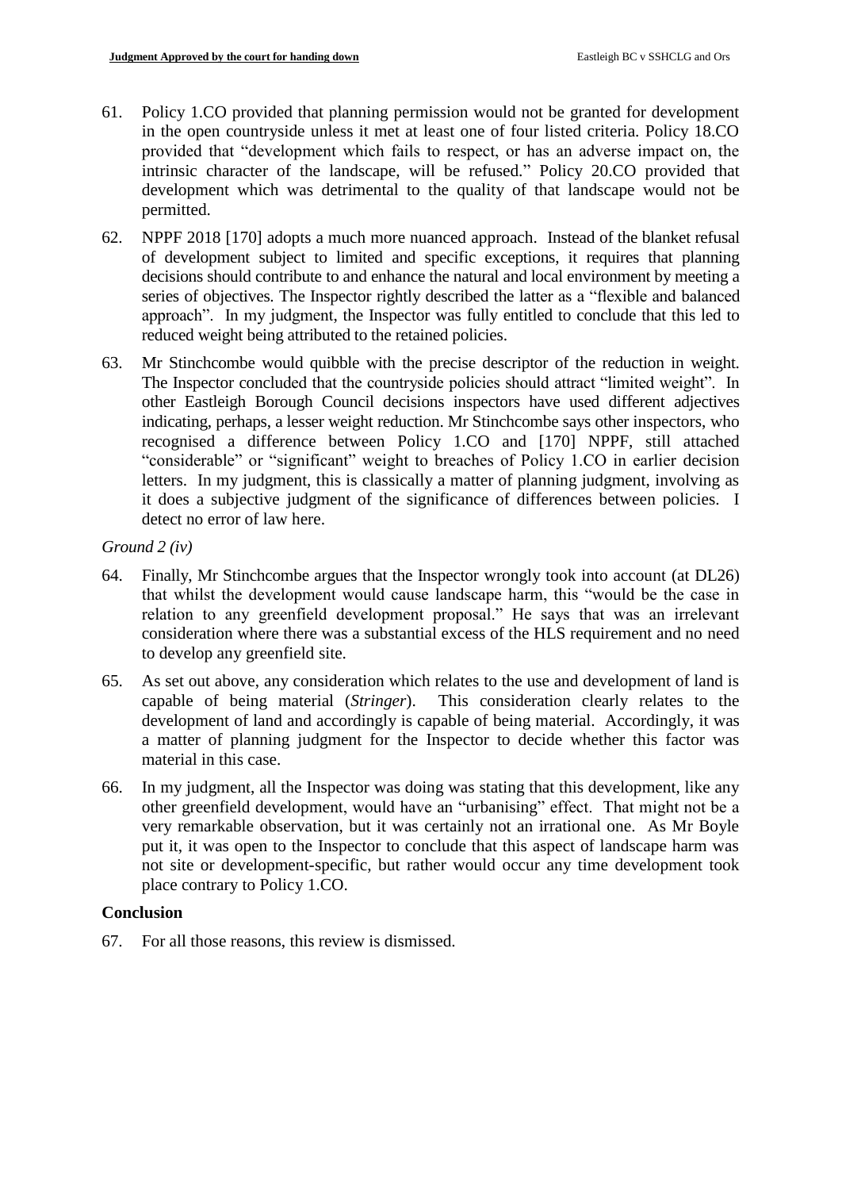61. Policy 1.CO provided that planning permission would not be granted for development in the open countryside unless it met at least one of four listed criteria. Policy 18.CO provided that "development which fails to respect, or has an adverse impact on, the intrinsic character of the landscape, will be refused." Policy 20.CO provided that development which was detrimental to the quality of that landscape would not be permitted.

62. NPPF 2018 [170] adopts a much more nuanced approach. Instead of the blanket refusal of development subject to limited and specific exceptions, it requires that planning decisions should contribute to and enhance the natural and local environment by meeting a series of objectives. The Inspector rightly described the latter as a "flexible and balanced approach". In my judgment, the Inspector was fully entitled to conclude that this led to reduced weight being attributed to the retained policies.

63. Mr Stinchcombe would quibble with the precise descriptor of the reduction in weight. The Inspector concluded that the countryside policies should attract "limited weight". In other Eastleigh Borough Council decisions inspectors have used different adjectives indicating, perhaps, a lesser weight reduction. Mr Stinchcombe says other inspectors, who recognised a difference between Policy 1.CO and [170] NPPF, still attached "considerable" or "significant" weight to breaches of Policy 1.CO in earlier decision letters. In my judgment, this is classically a matter of planning judgment, involving as it does a subjective judgment of the significance of differences between policies. I detect no error of law here.

*Ground 2 (iv)*

64. Finally, Mr Stinchcombe argues that the Inspector wrongly took into account (at DL26) that whilst the development would cause landscape harm, this "would be the case in relation to any greenfield development proposal." He says that was an irrelevant consideration where there was a substantial excess of the HLS requirement and no need to develop any greenfield site.

65. As set out above, any consideration which relates to the use and development of land is capable of being material (*Stringer*). This consideration clearly relates to the development of land and accordingly is capable of being material. Accordingly, it was a matter of planning judgment for the Inspector to decide whether this factor was material in this case.

66. In my judgment, all the Inspector was doing was stating that this development, like any other greenfield development, would have an "urbanising" effect. That might not be a very remarkable observation, but it was certainly not an irrational one. As Mr Boyle put it, it was open to the Inspector to conclude that this aspect of landscape harm was not site or development-specific, but rather would occur any time development took place contrary to Policy 1.CO.

**Conclusion**

67. For all those reasons, this review is dismissed.